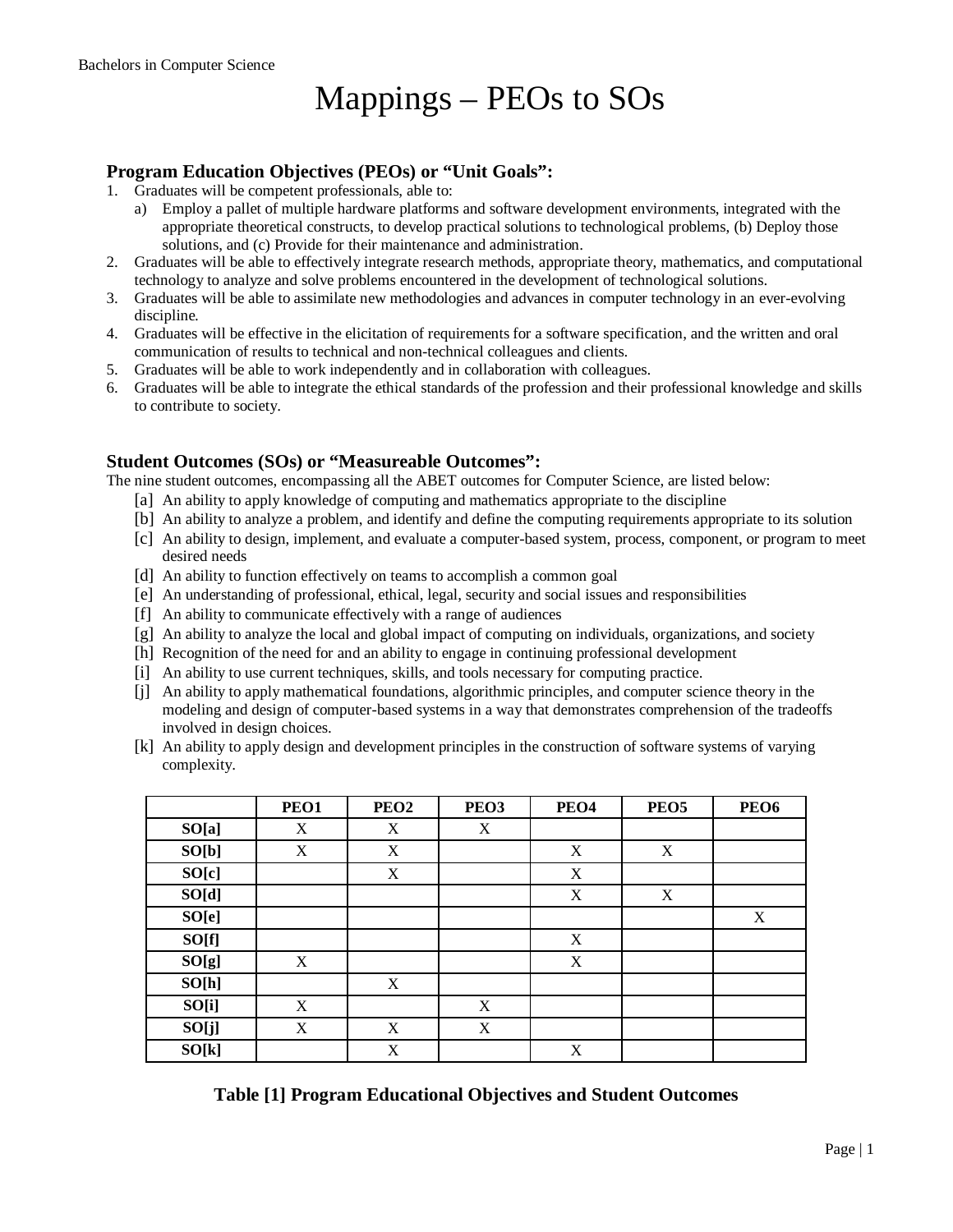# Mappings – PEOs to SOs

### Program Education Objectives (PEOs) or "Unit Goals":

1. Graduates will be competent professionals, able to:
   a) Employ a pallet of multiple hardware platforms and software development environments, integrated with the appropriate theoretical constructs, to develop practical solutions to technological problems, (b) Deploy those solutions, and (c) Provide for their maintenance and administration.
2. Graduates will be able to effectively integrate research methods, appropriate theory, mathematics, and computational technology to analyze and solve problems encountered in the development of technological solutions.
3. Graduates will be able to assimilate new methodologies and advances in computer technology in an ever-evolving discipline.
4. Graduates will be effective in the elicitation of requirements for a software specification, and the written and oral communication of results to technical and non-technical colleagues and clients.
5. Graduates will be able to work independently and in collaboration with colleagues.
6. Graduates will be able to integrate the ethical standards of the profession and their professional knowledge and skills to contribute to society.

### Student Outcomes (SOs) or "Measureable Outcomes":

The nine student outcomes, encompassing all the ABET outcomes for Computer Science, are listed below:

- [a] An ability to apply knowledge of computing and mathematics appropriate to the discipline
- [b] An ability to analyze a problem, and identify and define the computing requirements appropriate to its solution
- [c] An ability to design, implement, and evaluate a computer-based system, process, component, or program to meet desired needs
- [d] An ability to function effectively on teams to accomplish a common goal
- [e] An understanding of professional, ethical, legal, security and social issues and responsibilities
- [f] An ability to communicate effectively with a range of audiences
- [g] An ability to analyze the local and global impact of computing on individuals, organizations, and society
- [h] Recognition of the need for and an ability to engage in continuing professional development
- [i] An ability to use current techniques, skills, and tools necessary for computing practice.
- [j] An ability to apply mathematical foundations, algorithmic principles, and computer science theory in the modeling and design of computer-based systems in a way that demonstrates comprehension of the tradeoffs involved in design choices.
- [k] An ability to apply design and development principles in the construction of software systems of varying complexity.

| | PEO1 | PEO2 | PEO3 | PEO4 | PEO5 | PEO6 |
|---|---|---|---|---|---|---|
| **SO[a]** | X | X | X | | | |
| **SO[b]** | X | X | | X | X | |
| **SO[c]** | | X | | X | | |
| **SO[d]** | | | | X | X | |
| **SO[e]** | | | | | | X |
| **SO[f]** | | | | X | | |
| **SO[g]** | X | | | X | | |
| **SO[h]** | | X | | | | |
| **SO[i]** | X | | X | | | |
| **SO[j]** | X | X | X | | | |
| **SO[k]** | | X | | X | | |

**Table [1] Program Educational Objectives and Student Outcomes**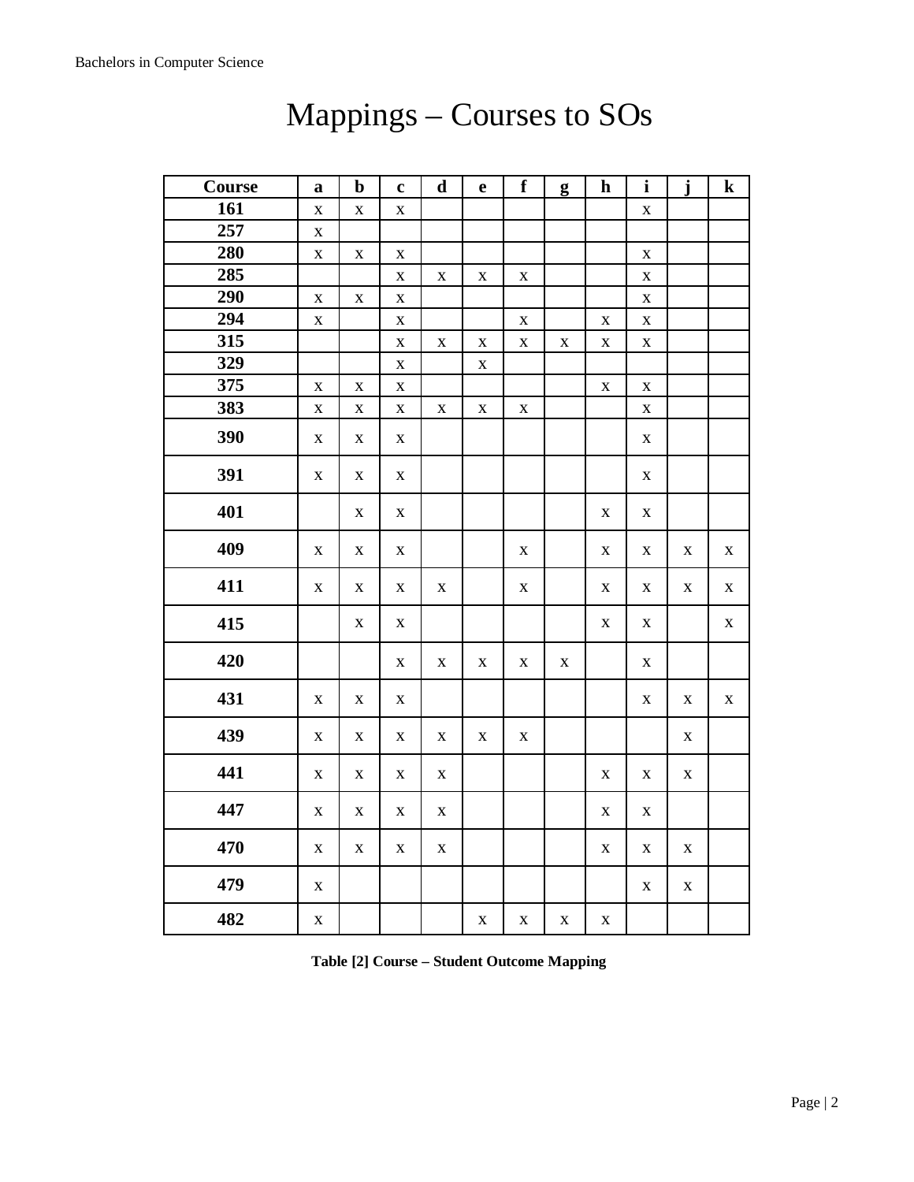# Mappings – Courses to SOs

| Course | a | b | c | d | e | f | g | h | i | j | k |
|---|---|---|---|---|---|---|---|---|---|---|---|
| 161 | x | x | x | | | | | | x | | |
| 257 | x | | | | | | | | | | |
| 280 | x | x | x | | | | | | x | | |
| 285 | | | x | x | x | x | | | x | | |
| 290 | x | x | x | | | | | | x | | |
| 294 | x | | x | | | x | | x | x | | |
| 315 | | | x | x | x | x | x | x | x | | |
| 329 | | | x | | x | | | | | | |
| 375 | x | x | x | | | | | x | x | | |
| 383 | x | x | x | x | x | x | | | x | | |
| 390 | x | x | x | | | | | | x | | |
| 391 | x | x | x | | | | | | x | | |
| 401 | | x | x | | | | | x | x | | |
| 409 | x | x | x | | | x | | x | x | x | x |
| 411 | x | x | x | x | | x | | x | x | x | x |
| 415 | | x | x | | | | | x | x | | x |
| 420 | | | x | x | x | x | x | | x | | |
| 431 | x | x | x | | | | | | x | x | x |
| 439 | x | x | x | x | x | x | | | | x | |
| 441 | x | x | x | x | | | | x | x | x | |
| 447 | x | x | x | x | | | | x | x | | |
| 470 | x | x | x | x | | | | x | x | x | |
| 479 | x | | | | | | | | x | x | |
| 482 | x | | | | x | x | x | x | | | |

**Table [2] Course – Student Outcome Mapping**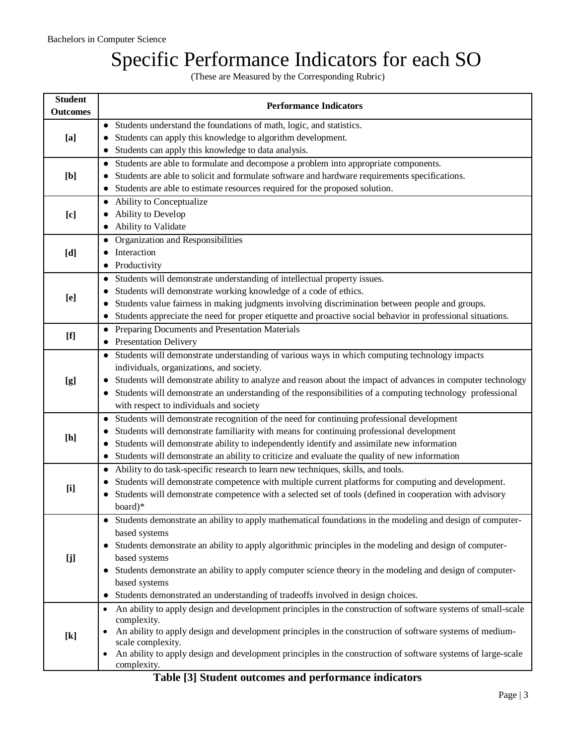# Specific Performance Indicators for each SO

(These are Measured by the Corresponding Rubric)

| Student Outcomes | Performance Indicators |
|---|---|
| [a] | ● Students understand the foundations of math, logic, and statistics.<br>● Students can apply this knowledge to algorithm development.<br>● Students can apply this knowledge to data analysis. |
| [b] | ● Students are able to formulate and decompose a problem into appropriate components.<br>● Students are able to solicit and formulate software and hardware requirements specifications.<br>● Students are able to estimate resources required for the proposed solution. |
| [c] | ● Ability to Conceptualize<br>● Ability to Develop<br>● Ability to Validate |
| [d] | ● Organization and Responsibilities<br>● Interaction<br>● Productivity |
| [e] | ● Students will demonstrate understanding of intellectual property issues.<br>● Students will demonstrate working knowledge of a code of ethics.<br>● Students value fairness in making judgments involving discrimination between people and groups.<br>● Students appreciate the need for proper etiquette and proactive social behavior in professional situations. |
| [f] | ● Preparing Documents and Presentation Materials<br>● Presentation Delivery |
| [g] | ● Students will demonstrate understanding of various ways in which computing technology impacts individuals, organizations, and society.<br>● Students will demonstrate ability to analyze and reason about the impact of advances in computer technology<br>● Students will demonstrate an understanding of the responsibilities of a computing technology professional with respect to individuals and society |
| [h] | ● Students will demonstrate recognition of the need for continuing professional development<br>● Students will demonstrate familiarity with means for continuing professional development<br>● Students will demonstrate ability to independently identify and assimilate new information<br>● Students will demonstrate an ability to criticize and evaluate the quality of new information |
| [i] | ● Ability to do task-specific research to learn new techniques, skills, and tools.<br>● Students will demonstrate competence with multiple current platforms for computing and development.<br>● Students will demonstrate competence with a selected set of tools (defined in cooperation with advisory board)* |
| [j] | ● Students demonstrate an ability to apply mathematical foundations in the modeling and design of computer-based systems<br>● Students demonstrate an ability to apply algorithmic principles in the modeling and design of computer-based systems<br>● Students demonstrate an ability to apply computer science theory in the modeling and design of computer-based systems<br>● Students demonstrated an understanding of tradeoffs involved in design choices. |
| [k] | • An ability to apply design and development principles in the construction of software systems of small-scale complexity.<br>• An ability to apply design and development principles in the construction of software systems of medium-scale complexity.<br>• An ability to apply design and development principles in the construction of software systems of large-scale complexity. |

**Table [3] Student outcomes and performance indicators**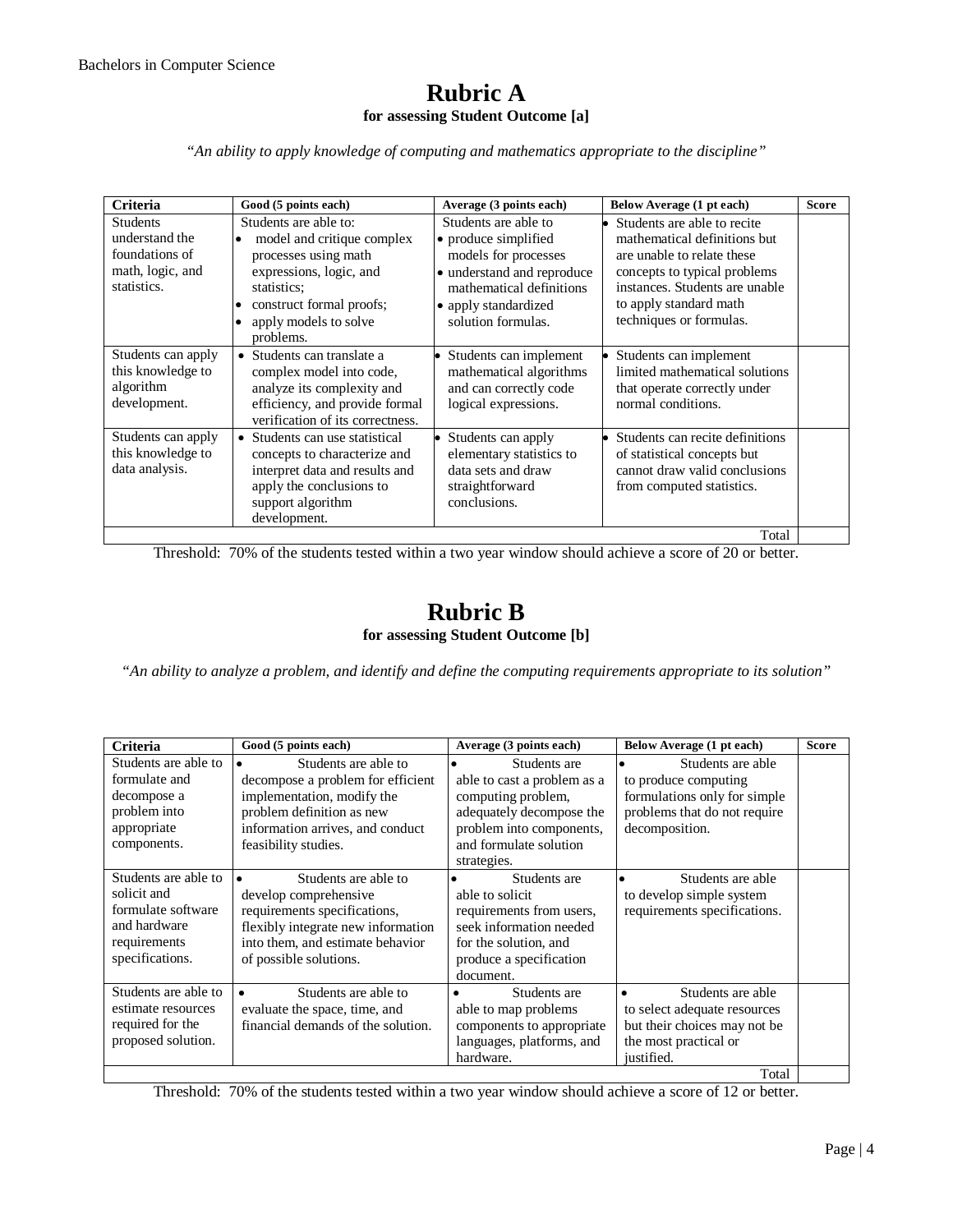# Rubric A

**for assessing Student Outcome [a]**

*"An ability to apply knowledge of computing and mathematics appropriate to the discipline"*

| Criteria | Good (5 points each) | Average (3 points each) | Below Average (1 pt each) | Score |
|---|---|---|---|---|
| Students understand the foundations of math, logic, and statistics. | Students are able to: • model and critique complex processes using math expressions, logic, and statistics; • construct formal proofs; • apply models to solve problems. | Students are able to • produce simplified models for processes • understand and reproduce mathematical definitions • apply standardized solution formulas. | • Students are able to recite mathematical definitions but are unable to relate these concepts to typical problems instances. Students are unable to apply standard math techniques or formulas. | |
| Students can apply this knowledge to algorithm development. | • Students can translate a complex model into code, analyze its complexity and efficiency, and provide formal verification of its correctness. | • Students can implement mathematical algorithms and can correctly code logical expressions. | • Students can implement limited mathematical solutions that operate correctly under normal conditions. | |
| Students can apply this knowledge to data analysis. | • Students can use statistical concepts to characterize and interpret data and results and apply the conclusions to support algorithm development. | • Students can apply elementary statistics to data sets and draw straightforward conclusions. | • Students can recite definitions of statistical concepts but cannot draw valid conclusions from computed statistics. | |
| | | | Total | |

Threshold: 70% of the students tested within a two year window should achieve a score of 20 or better.

# Rubric B

**for assessing Student Outcome [b]**

*"An ability to analyze a problem, and identify and define the computing requirements appropriate to its solution"*

| Criteria | Good (5 points each) | Average (3 points each) | Below Average (1 pt each) | Score |
|---|---|---|---|---|
| Students are able to formulate and decompose a problem into appropriate components. | • Students are able to decompose a problem for efficient implementation, modify the problem definition as new information arrives, and conduct feasibility studies. | • Students are able to cast a problem as a computing problem, adequately decompose the problem into components, and formulate solution strategies. | • Students are able to produce computing formulations only for simple problems that do not require decomposition. | |
| Students are able to solicit and formulate software and hardware requirements specifications. | • Students are able to develop comprehensive requirements specifications, flexibly integrate new information into them, and estimate behavior of possible solutions. | • Students are able to solicit requirements from users, seek information needed for the solution, and produce a specification document. | • Students are able to develop simple system requirements specifications. | |
| Students are able to estimate resources required for the proposed solution. | • Students are able to evaluate the space, time, and financial demands of the solution. | • Students are able to map problems components to appropriate languages, platforms, and hardware. | • Students are able to select adequate resources but their choices may not be the most practical or justified. | |
| | | | Total | |

Threshold: 70% of the students tested within a two year window should achieve a score of 12 or better.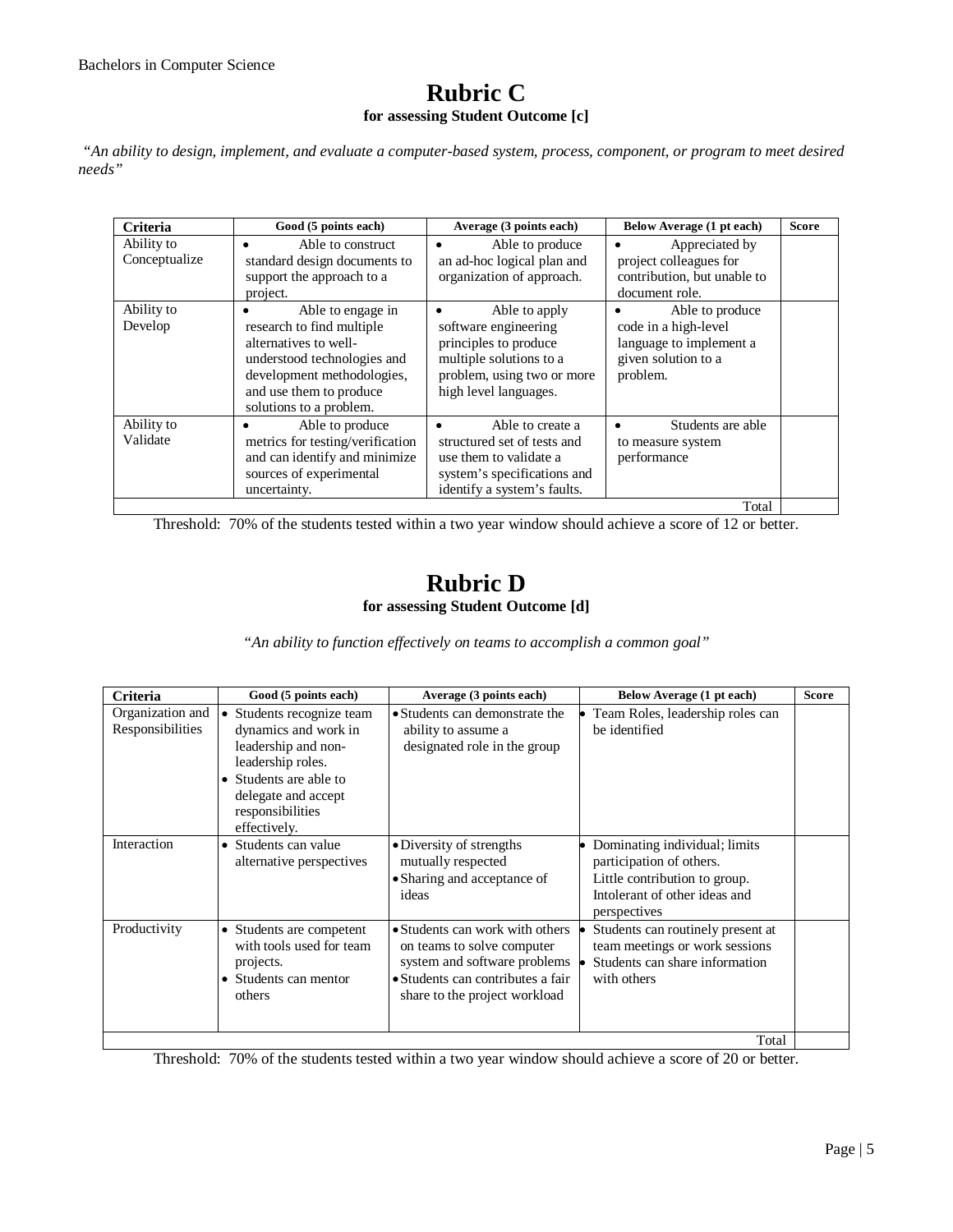# Rubric C

**for assessing Student Outcome [c]**

*"An ability to design, implement, and evaluate a computer-based system, process, component, or program to meet desired needs"*

| Criteria | Good (5 points each) | Average (3 points each) | Below Average (1 pt each) | Score |
|---|---|---|---|---|
| Ability to Conceptualize | • Able to construct standard design documents to support the approach to a project. | • Able to produce an ad-hoc logical plan and organization of approach. | • Appreciated by project colleagues for contribution, but unable to document role. | |
| Ability to Develop | • Able to engage in research to find multiple alternatives to well-understood technologies and development methodologies, and use them to produce solutions to a problem. | • Able to apply software engineering principles to produce multiple solutions to a problem, using two or more high level languages. | • Able to produce code in a high-level language to implement a given solution to a problem. | |
| Ability to Validate | • Able to produce metrics for testing/verification and can identify and minimize sources of experimental uncertainty. | • Able to create a structured set of tests and use them to validate a system's specifications and identify a system's faults. | • Students are able to measure system performance | |
| | | | Total | |

Threshold: 70% of the students tested within a two year window should achieve a score of 12 or better.

# Rubric D

**for assessing Student Outcome [d]**

*"An ability to function effectively on teams to accomplish a common goal"*

| Criteria | Good (5 points each) | Average (3 points each) | Below Average (1 pt each) | Score |
|---|---|---|---|---|
| Organization and Responsibilities | • Students recognize team dynamics and work in leadership and non-leadership roles.<br>• Students are able to delegate and accept responsibilities effectively. | • Students can demonstrate the ability to assume a designated role in the group | • Team Roles, leadership roles can be identified | |
| Interaction | • Students can value alternative perspectives | • Diversity of strengths mutually respected<br>• Sharing and acceptance of ideas | • Dominating individual; limits participation of others. Little contribution to group. Intolerant of other ideas and perspectives | |
| Productivity | • Students are competent with tools used for team projects.<br>• Students can mentor others | • Students can work with others on teams to solve computer system and software problems<br>• Students can contributes a fair share to the project workload | • Students can routinely present at team meetings or work sessions<br>• Students can share information with others | |
| | | | Total | |

Threshold: 70% of the students tested within a two year window should achieve a score of 20 or better.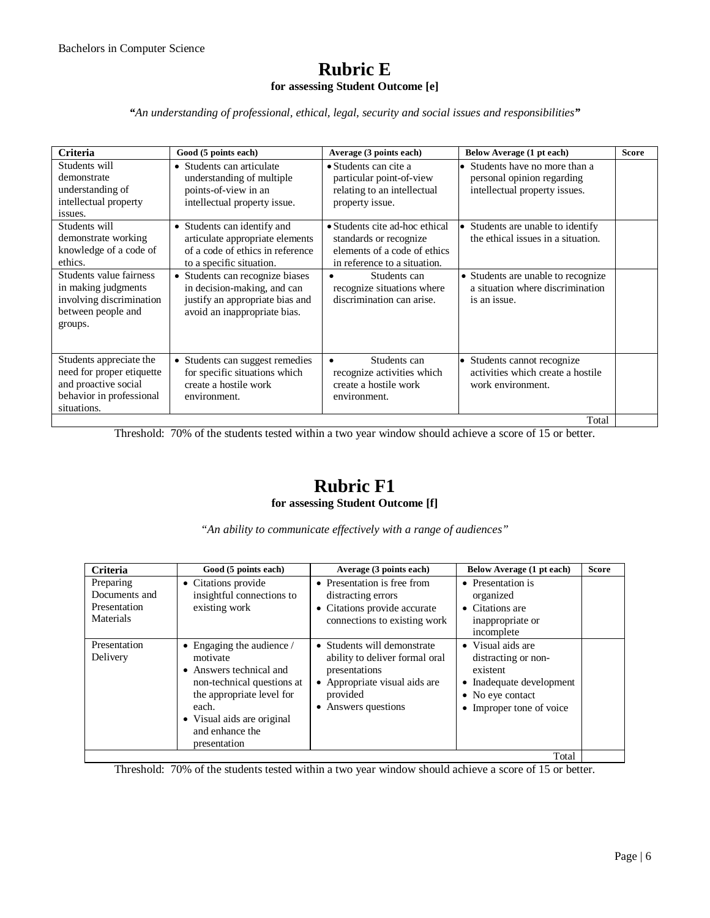## Rubric E

**for assessing Student Outcome [e]**

***"**An understanding of professional, ethical, legal, security and social issues and responsibilities**"***

| Criteria | Good (5 points each) | Average (3 points each) | Below Average (1 pt each) | Score |
|---|---|---|---|---|
| Students will demonstrate understanding of intellectual property issues. | • Students can articulate understanding of multiple points-of-view in an intellectual property issue. | • Students can cite a particular point-of-view relating to an intellectual property issue. | • Students have no more than a personal opinion regarding intellectual property issues. | |
| Students will demonstrate working knowledge of a code of ethics. | • Students can identify and articulate appropriate elements of a code of ethics in reference to a specific situation. | • Students cite ad-hoc ethical standards or recognize elements of a code of ethics in reference to a situation. | • Students are unable to identify the ethical issues in a situation. | |
| Students value fairness in making judgments involving discrimination between people and groups. | • Students can recognize biases in decision-making, and can justify an appropriate bias and avoid an inappropriate bias. | • Students can recognize situations where discrimination can arise. | • Students are unable to recognize a situation where discrimination is an issue. | |
| Students appreciate the need for proper etiquette and proactive social behavior in professional situations. | • Students can suggest remedies for specific situations which create a hostile work environment. | • Students can recognize activities which create a hostile work environment. | • Students cannot recognize activities which create a hostile work environment. | |
| | | | Total | |

Threshold: 70% of the students tested within a two year window should achieve a score of 15 or better.

## Rubric F1

**for assessing Student Outcome [f]**

*"An ability to communicate effectively with a range of audiences"*

| Criteria | Good (5 points each) | Average (3 points each) | Below Average (1 pt each) | Score |
|---|---|---|---|---|
| Preparing Documents and Presentation Materials | • Citations provide insightful connections to existing work | • Presentation is free from distracting errors<br>• Citations provide accurate connections to existing work | • Presentation is organized<br>• Citations are inappropriate or incomplete | |
| Presentation Delivery | • Engaging the audience / motivate<br>• Answers technical and non-technical questions at the appropriate level for each.<br>• Visual aids are original and enhance the presentation | • Students will demonstrate ability to deliver formal oral presentations<br>• Appropriate visual aids are provided<br>• Answers questions | • Visual aids are distracting or non-existent<br>• Inadequate development<br>• No eye contact<br>• Improper tone of voice | |
| | | | Total | |

Threshold: 70% of the students tested within a two year window should achieve a score of 15 or better.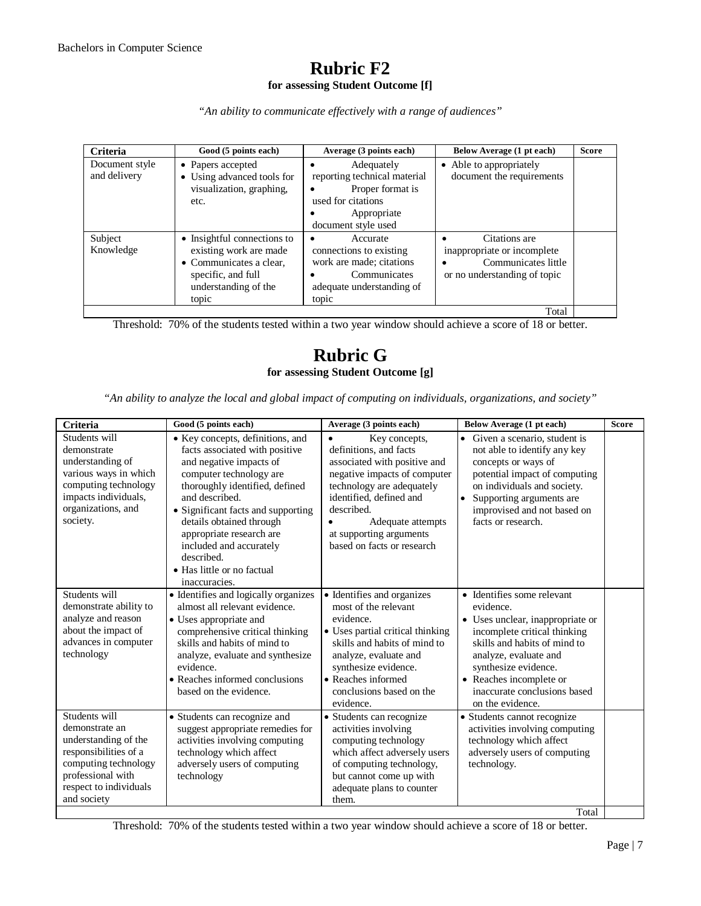# Rubric F2

**for assessing Student Outcome [f]**

*"An ability to communicate effectively with a range of audiences"*

| Criteria | Good (5 points each) | Average (3 points each) | Below Average (1 pt each) | Score |
|---|---|---|---|---|
| Document style and delivery | • Papers accepted<br>• Using advanced tools for visualization, graphing, etc. | • Adequately reporting technical material<br>• Proper format is used for citations<br>• Appropriate document style used | • Able to appropriately document the requirements | |
| Subject Knowledge | • Insightful connections to existing work are made<br>• Communicates a clear, specific, and full understanding of the topic | • Accurate connections to existing work are made; citations<br>• Communicates adequate understanding of topic | • Citations are inappropriate or incomplete<br>• Communicates little or no understanding of topic | |
| | | | Total | |

Threshold: 70% of the students tested within a two year window should achieve a score of 18 or better.

# Rubric G

**for assessing Student Outcome [g]**

*"An ability to analyze the local and global impact of computing on individuals, organizations, and society"*

| Criteria | Good (5 points each) | Average (3 points each) | Below Average (1 pt each) | Score |
|---|---|---|---|---|
| Students will demonstrate understanding of various ways in which computing technology impacts individuals, organizations, and society. | • Key concepts, definitions, and facts associated with positive and negative impacts of computer technology are thoroughly identified, defined and described.<br>• Significant facts and supporting details obtained through appropriate research are included and accurately described.<br>• Has little or no factual inaccuracies. | • Key concepts, definitions, and facts associated with positive and negative impacts of computer technology are adequately identified, defined and described.<br>• Adequate attempts at supporting arguments based on facts or research | • Given a scenario, student is not able to identify any key concepts or ways of potential impact of computing on individuals and society.<br>• Supporting arguments are improvised and not based on facts or research. | |
| Students will demonstrate ability to analyze and reason about the impact of advances in computer technology | • Identifies and logically organizes almost all relevant evidence.<br>• Uses appropriate and comprehensive critical thinking skills and habits of mind to analyze, evaluate and synthesize evidence.<br>• Reaches informed conclusions based on the evidence. | • Identifies and organizes most of the relevant evidence.<br>• Uses partial critical thinking skills and habits of mind to analyze, evaluate and synthesize evidence.<br>• Reaches informed conclusions based on the evidence. | • Identifies some relevant evidence.<br>• Uses unclear, inappropriate or incomplete critical thinking skills and habits of mind to analyze, evaluate and synthesize evidence.<br>• Reaches incomplete or inaccurate conclusions based on the evidence. | |
| Students will demonstrate an understanding of the responsibilities of a computing technology professional with respect to individuals and society | • Students can recognize and suggest appropriate remedies for activities involving computing technology which affect adversely users of computing technology | • Students can recognize activities involving computing technology which affect adversely users of computing technology, but cannot come up with adequate plans to counter them. | • Students cannot recognize activities involving computing technology which affect adversely users of computing technology. | |
| | | | Total | |

Threshold: 70% of the students tested within a two year window should achieve a score of 18 or better.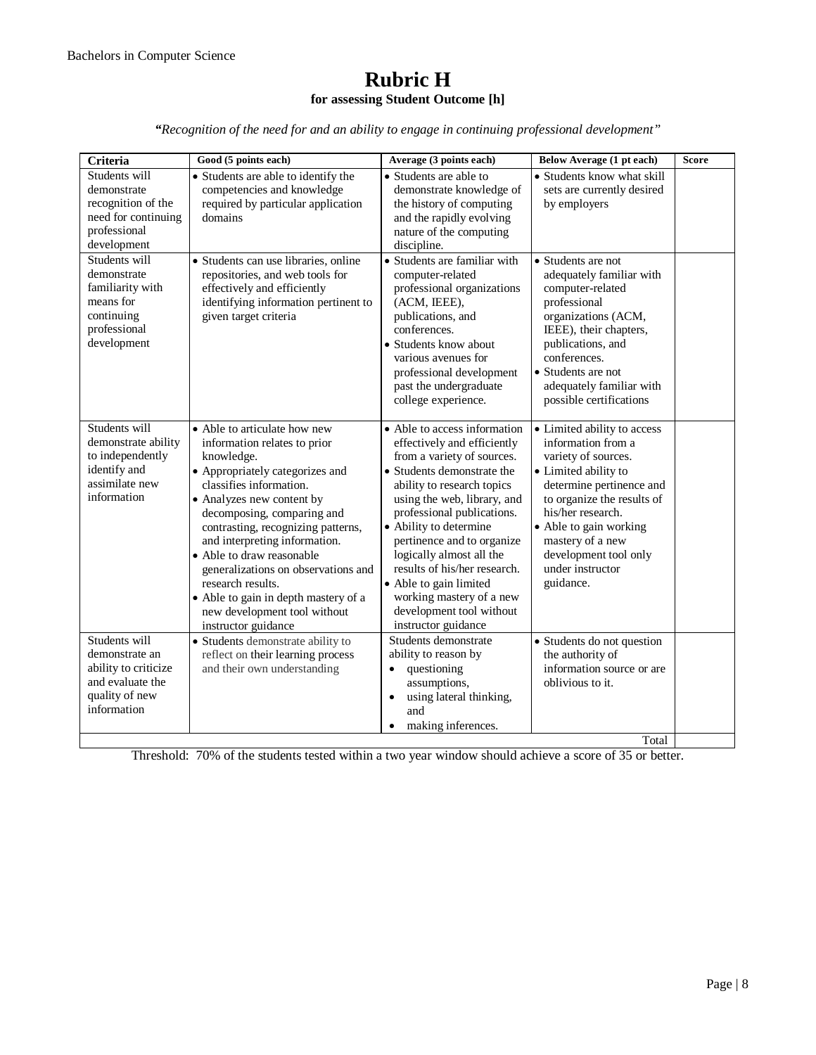# Rubric H

**for assessing Student Outcome [h]**

*"Recognition of the need for and an ability to engage in continuing professional development"*

| Criteria | Good (5 points each) | Average (3 points each) | Below Average (1 pt each) | Score |
|---|---|---|---|---|
| Students will demonstrate recognition of the need for continuing professional development | • Students are able to identify the competencies and knowledge required by particular application domains | • Students are able to demonstrate knowledge of the history of computing and the rapidly evolving nature of the computing discipline. | • Students know what skill sets are currently desired by employers | |
| Students will demonstrate familiarity with means for continuing professional development | • Students can use libraries, online repositories, and web tools for effectively and efficiently identifying information pertinent to given target criteria | • Students are familiar with computer-related professional organizations (ACM, IEEE), publications, and conferences.<br>• Students know about various avenues for professional development past the undergraduate college experience. | • Students are not adequately familiar with computer-related professional organizations (ACM, IEEE), their chapters, publications, and conferences.<br>• Students are not adequately familiar with possible certifications | |
| Students will demonstrate ability to independently identify and assimilate new information | • Able to articulate how new information relates to prior knowledge.<br>• Appropriately categorizes and classifies information.<br>• Analyzes new content by decomposing, comparing and contrasting, recognizing patterns, and interpreting information.<br>• Able to draw reasonable generalizations on observations and research results.<br>• Able to gain in depth mastery of a new development tool without instructor guidance | • Able to access information effectively and efficiently from a variety of sources.<br>• Students demonstrate the ability to research topics using the web, library, and professional publications.<br>• Ability to determine pertinence and to organize logically almost all the results of his/her research.<br>• Able to gain limited working mastery of a new development tool without instructor guidance | • Limited ability to access information from a variety of sources.<br>• Limited ability to determine pertinence and to organize the results of his/her research.<br>• Able to gain working mastery of a new development tool only under instructor guidance. | |
| Students will demonstrate an ability to criticize and evaluate the quality of new information | • Students demonstrate ability to reflect on their learning process and their own understanding | Students demonstrate ability to reason by<br>• questioning assumptions,<br>• using lateral thinking, and<br>• making inferences. | • Students do not question the authority of information source or are oblivious to it. | |
| | | | Total | |

Threshold: 70% of the students tested within a two year window should achieve a score of 35 or better.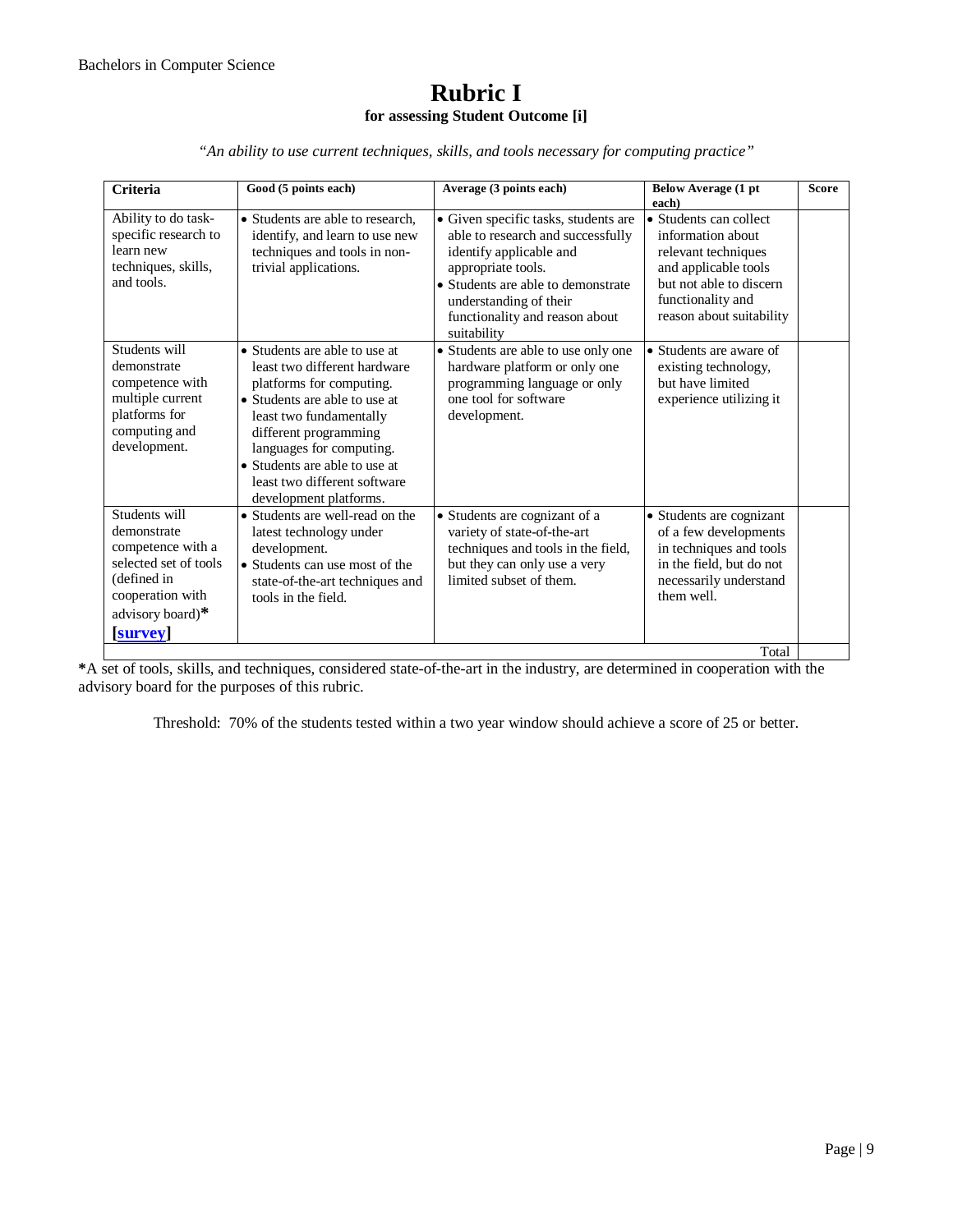Bachelors in Computer Science

# Rubric I

### for assessing Student Outcome [i]

*"An ability to use current techniques, skills, and tools necessary for computing practice"*

| Criteria | Good (5 points each) | Average (3 points each) | Below Average (1 pt each) | Score |
|---|---|---|---|---|
| Ability to do task-specific research to learn new techniques, skills, and tools. | • Students are able to research, identify, and learn to use new techniques and tools in non-trivial applications. | • Given specific tasks, students are able to research and successfully identify applicable and appropriate tools.<br>• Students are able to demonstrate understanding of their functionality and reason about suitability | • Students can collect information about relevant techniques and applicable tools but not able to discern functionality and reason about suitability | |
| Students will demonstrate competence with multiple current platforms for computing and development. | • Students are able to use at least two different hardware platforms for computing.<br>• Students are able to use at least two fundamentally different programming languages for computing.<br>• Students are able to use at least two different software development platforms. | • Students are able to use only one hardware platform or only one programming language or only one tool for software development. | • Students are aware of existing technology, but have limited experience utilizing it | |
| Students will demonstrate competence with a selected set of tools (defined in cooperation with advisory board)**\*** **[survey]** | • Students are well-read on the latest technology under development.<br>• Students can use most of the state-of-the-art techniques and tools in the field. | • Students are cognizant of a variety of state-of-the-art techniques and tools in the field, but they can only use a very limited subset of them. | • Students are cognizant of a few developments in techniques and tools in the field, but do not necessarily understand them well. | |
| | | | Total | |

**\***A set of tools, skills, and techniques, considered state-of-the-art in the industry, are determined in cooperation with the advisory board for the purposes of this rubric.

Threshold: 70% of the students tested within a two year window should achieve a score of 25 or better.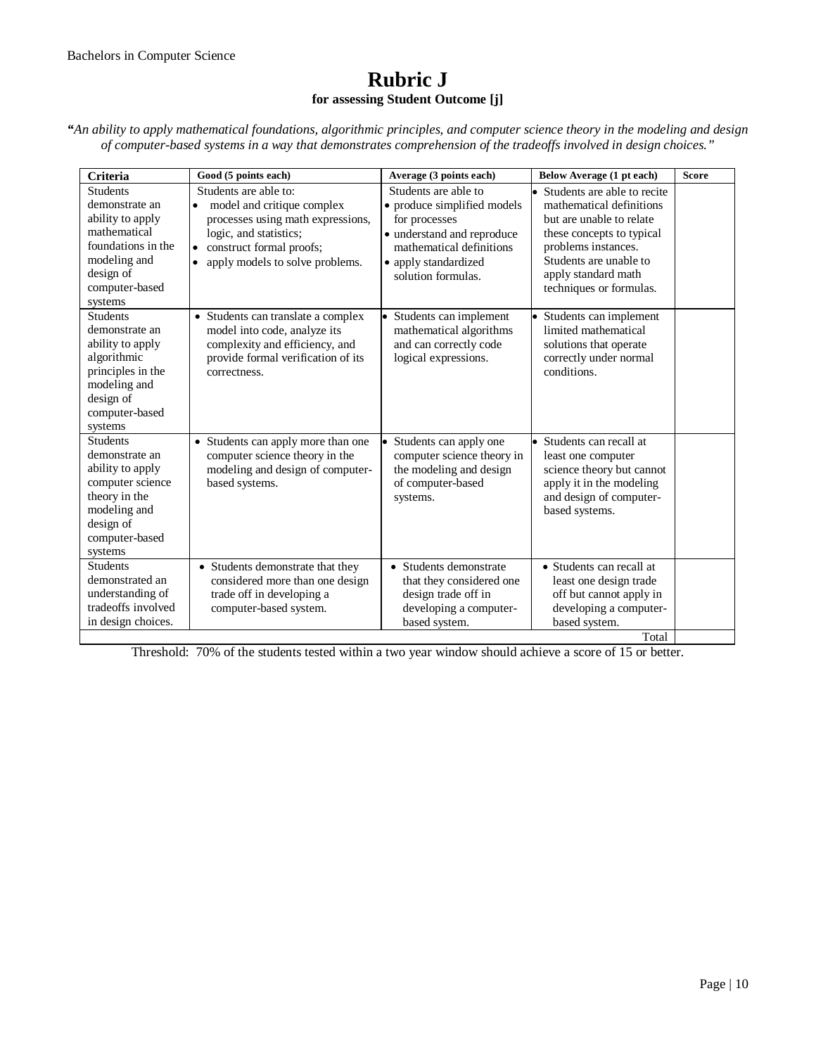# Rubric J

**for assessing Student Outcome [j]**

*"An ability to apply mathematical foundations, algorithmic principles, and computer science theory in the modeling and design of computer-based systems in a way that demonstrates comprehension of the tradeoffs involved in design choices."*

| Criteria | Good (5 points each) | Average (3 points each) | Below Average (1 pt each) | Score |
|---|---|---|---|---|
| Students demonstrate an ability to apply mathematical foundations in the modeling and design of computer-based systems | Students are able to: • model and critique complex processes using math expressions, logic, and statistics; • construct formal proofs; • apply models to solve problems. | Students are able to • produce simplified models for processes • understand and reproduce mathematical definitions • apply standardized solution formulas. | • Students are able to recite mathematical definitions but are unable to relate these concepts to typical problems instances. Students are unable to apply standard math techniques or formulas. | |
| Students demonstrate an ability to apply algorithmic principles in the modeling and design of computer-based systems | • Students can translate a complex model into code, analyze its complexity and efficiency, and provide formal verification of its correctness. | • Students can implement mathematical algorithms and can correctly code logical expressions. | • Students can implement limited mathematical solutions that operate correctly under normal conditions. | |
| Students demonstrate an ability to apply computer science theory in the modeling and design of computer-based systems | • Students can apply more than one computer science theory in the modeling and design of computer-based systems. | • Students can apply one computer science theory in the modeling and design of computer-based systems. | • Students can recall at least one computer science theory but cannot apply it in the modeling and design of computer-based systems. | |
| Students demonstrated an understanding of tradeoffs involved in design choices. | • Students demonstrate that they considered more than one design trade off in developing a computer-based system. | • Students demonstrate that they considered one design trade off in developing a computer-based system. | • Students can recall at least one design trade off but cannot apply in developing a computer-based system. | |
| | | | Total | |

Threshold: 70% of the students tested within a two year window should achieve a score of 15 or better.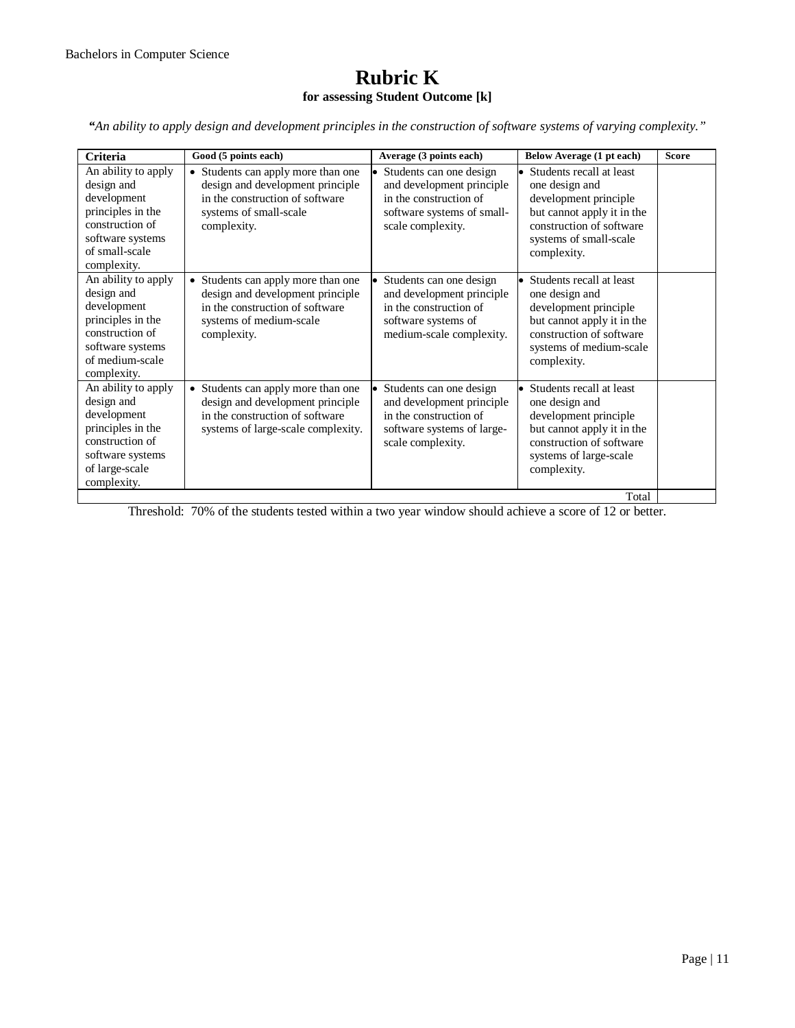# Rubric K

**for assessing Student Outcome [k]**

*"An ability to apply design and development principles in the construction of software systems of varying complexity."*

| Criteria | Good (5 points each) | Average (3 points each) | Below Average (1 pt each) | Score |
|---|---|---|---|---|
| An ability to apply design and development principles in the construction of software systems of small-scale complexity. | • Students can apply more than one design and development principle in the construction of software systems of small-scale complexity. | • Students can one design and development principle in the construction of software systems of small-scale complexity. | • Students recall at least one design and development principle but cannot apply it in the construction of software systems of small-scale complexity. | |
| An ability to apply design and development principles in the construction of software systems of medium-scale complexity. | • Students can apply more than one design and development principle in the construction of software systems of medium-scale complexity. | • Students can one design and development principle in the construction of software systems of medium-scale complexity. | • Students recall at least one design and development principle but cannot apply it in the construction of software systems of medium-scale complexity. | |
| An ability to apply design and development principles in the construction of software systems of large-scale complexity. | • Students can apply more than one design and development principle in the construction of software systems of large-scale complexity. | • Students can one design and development principle in the construction of software systems of large-scale complexity. | • Students recall at least one design and development principle but cannot apply it in the construction of software systems of large-scale complexity. | |
| | | | Total | |

Threshold: 70% of the students tested within a two year window should achieve a score of 12 or better.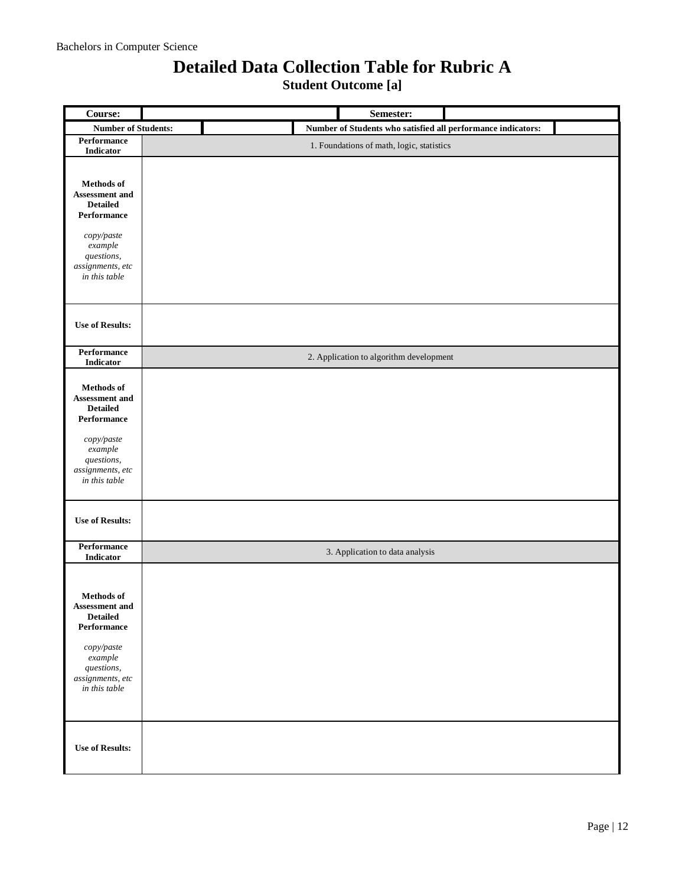# Detailed Data Collection Table for Rubric A

## Student Outcome [a]

| Course: | | Semester: | |
|---|---|---|---|
| **Number of Students:** | | **Number of Students who satisfied all performance indicators:** | |
| **Performance Indicator** | 1. Foundations of math, logic, statistics | | |
| **Methods of Assessment and Detailed Performance** *copy/paste example questions, assignments, etc in this table* | | | |
| **Use of Results:** | | | |
| **Performance Indicator** | 2. Application to algorithm development | | |
| **Methods of Assessment and Detailed Performance** *copy/paste example questions, assignments, etc in this table* | | | |
| **Use of Results:** | | | |
| **Performance Indicator** | 3. Application to data analysis | | |
| **Methods of Assessment and Detailed Performance** *copy/paste example questions, assignments, etc in this table* | | | |
| **Use of Results:** | | | |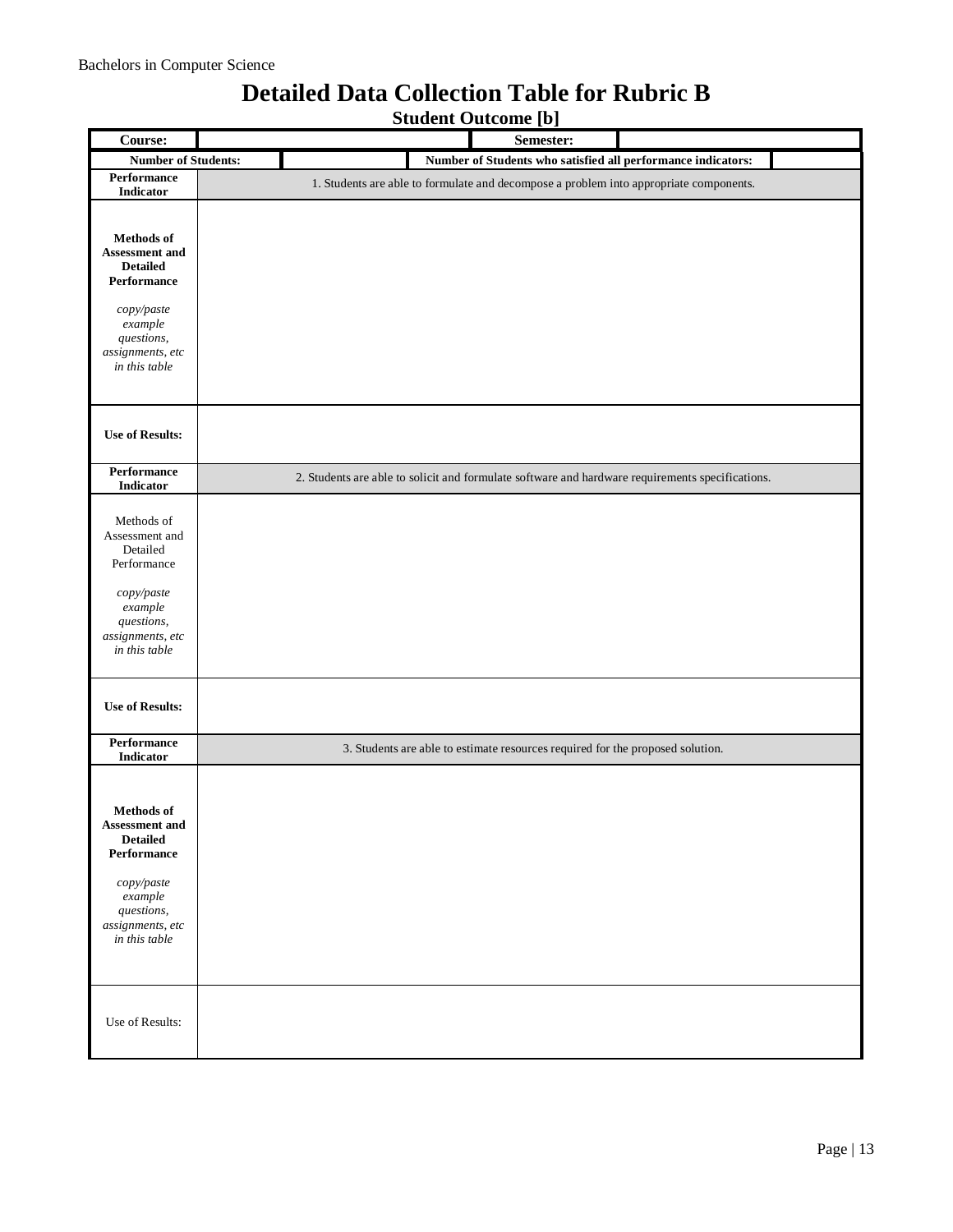# Detailed Data Collection Table for Rubric B

## Student Outcome [b]

| Course: | | Semester: | |
|---|---|---|---|
| **Number of Students:** | | **Number of Students who satisfied all performance indicators:** | |

| | |
|---|---|
| **Performance Indicator** | 1. Students are able to formulate and decompose a problem into appropriate components. |
| **Methods of Assessment and Detailed Performance** *copy/paste example questions, assignments, etc in this table* | |
| **Use of Results:** | |
| **Performance Indicator** | 2. Students are able to solicit and formulate software and hardware requirements specifications. |
| Methods of Assessment and Detailed Performance *copy/paste example questions, assignments, etc in this table* | |
| **Use of Results:** | |
| **Performance Indicator** | 3. Students are able to estimate resources required for the proposed solution. |
| **Methods of Assessment and Detailed Performance** *copy/paste example questions, assignments, etc in this table* | |
| Use of Results: | |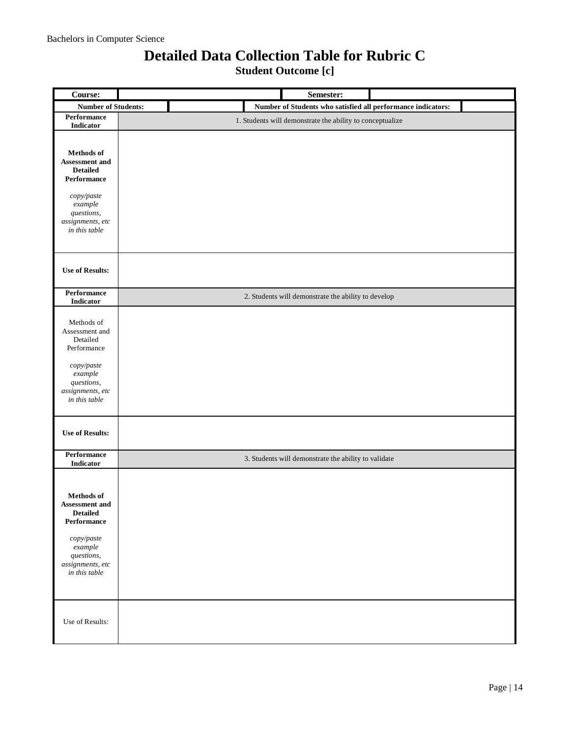# Detailed Data Collection Table for Rubric C

## Student Outcome [c]

| **Course:** | | **Semester:** | |
|---|---|---|---|
| **Number of Students:** | | **Number of Students who satisfied all performance indicators:** | |
| **Performance Indicator** | 1. Students will demonstrate the ability to conceptualize | | |
| **Methods of Assessment and Detailed Performance** *copy/paste example questions, assignments, etc in this table* | | | |
| **Use of Results:** | | | |
| **Performance Indicator** | 2. Students will demonstrate the ability to develop | | |
| Methods of Assessment and Detailed Performance *copy/paste example questions, assignments, etc in this table* | | | |
| **Use of Results:** | | | |
| **Performance Indicator** | 3. Students will demonstrate the ability to validate | | |
| **Methods of Assessment and Detailed Performance** *copy/paste example questions, assignments, etc in this table* | | | |
| Use of Results: | | | |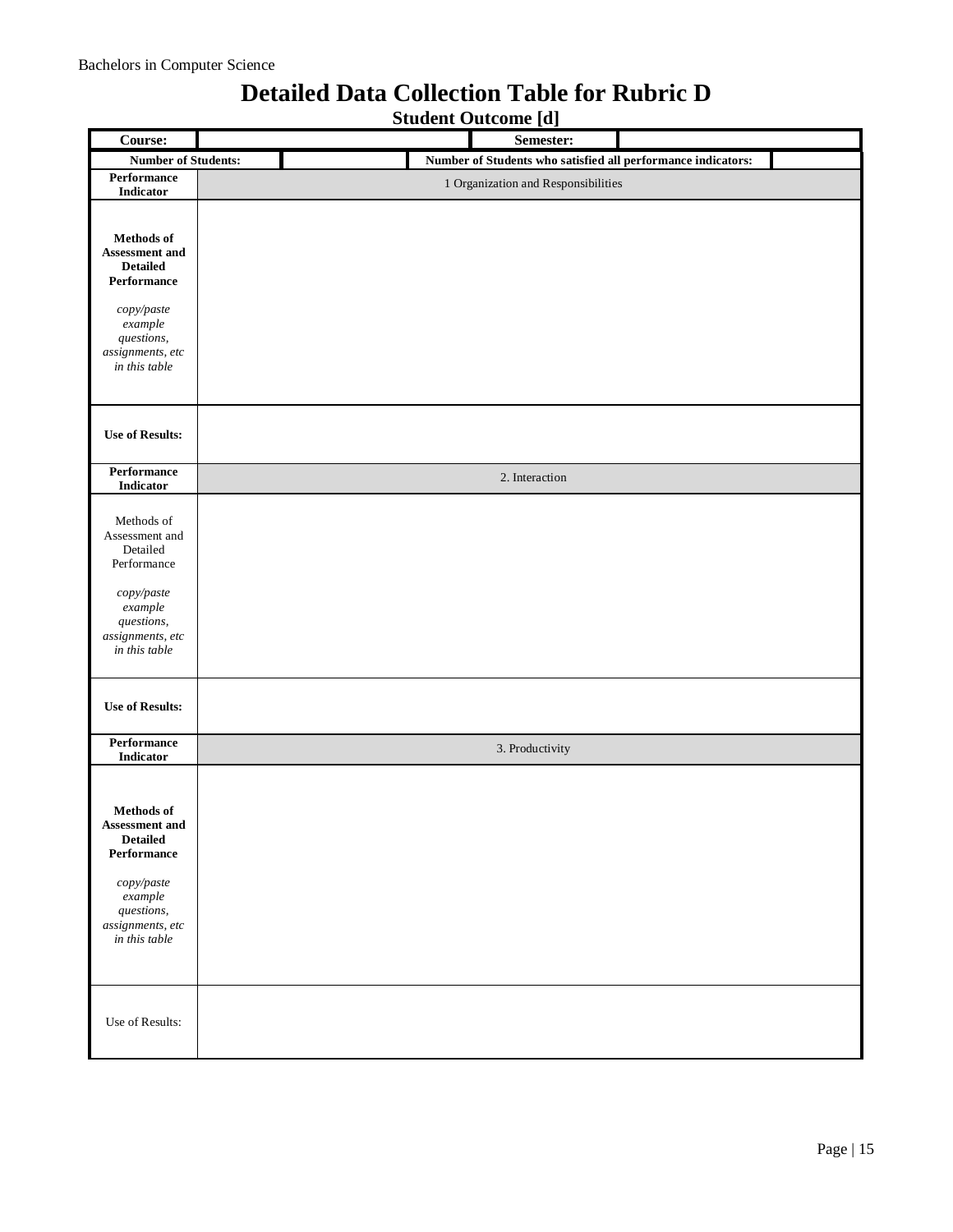# Detailed Data Collection Table for Rubric D

## Student Outcome [d]

| **Course:** | | | **Semester:** | |
|---|---|---|---|---|
| **Number of Students:** | | **Number of Students who satisfied all performance indicators:** | | |
| **Performance Indicator** | 1 Organization and Responsibilities | | | |
| **Methods of Assessment and Detailed Performance** *copy/paste example questions, assignments, etc in this table* | | | | |
| **Use of Results:** | | | | |
| **Performance Indicator** | 2. Interaction | | | |
| Methods of Assessment and Detailed Performance *copy/paste example questions, assignments, etc in this table* | | | | |
| **Use of Results:** | | | | |
| **Performance Indicator** | 3. Productivity | | | |
| **Methods of Assessment and Detailed Performance** *copy/paste example questions, assignments, etc in this table* | | | | |
| Use of Results: | | | | |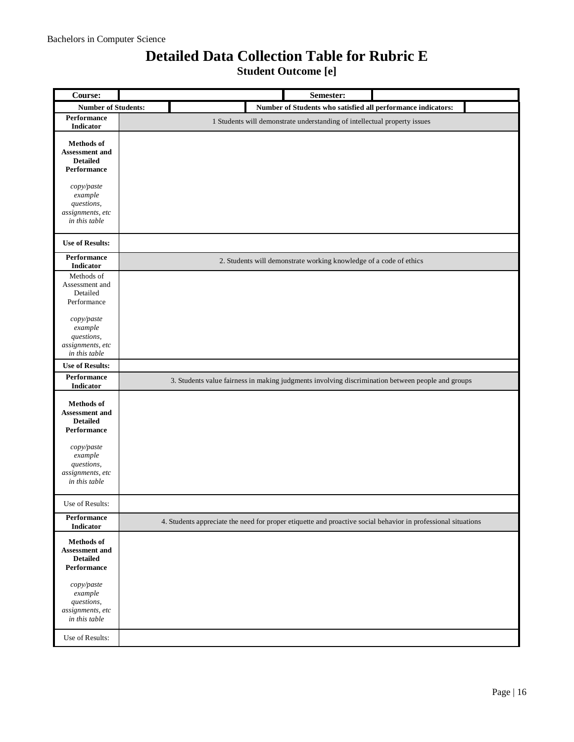# Detailed Data Collection Table for Rubric E

## Student Outcome [e]

| **Course:** | | **Semester:** | |
|---|---|---|---|
| **Number of Students:** | | **Number of Students who satisfied all performance indicators:** | |
| **Performance Indicator** | 1 Students will demonstrate understanding of intellectual property issues | | |
| **Methods of Assessment and Detailed Performance** *copy/paste example questions, assignments, etc in this table* | | | |
| **Use of Results:** | | | |
| **Performance Indicator** | 2. Students will demonstrate working knowledge of a code of ethics | | |
| Methods of Assessment and Detailed Performance *copy/paste example questions, assignments, etc in this table* | | | |
| **Use of Results:** | | | |
| **Performance Indicator** | 3. Students value fairness in making judgments involving discrimination between people and groups | | |
| **Methods of Assessment and Detailed Performance** *copy/paste example questions, assignments, etc in this table* | | | |
| Use of Results: | | | |
| **Performance Indicator** | 4. Students appreciate the need for proper etiquette and proactive social behavior in professional situations | | |
| **Methods of Assessment and Detailed Performance** *copy/paste example questions, assignments, etc in this table* | | | |
| Use of Results: | | | |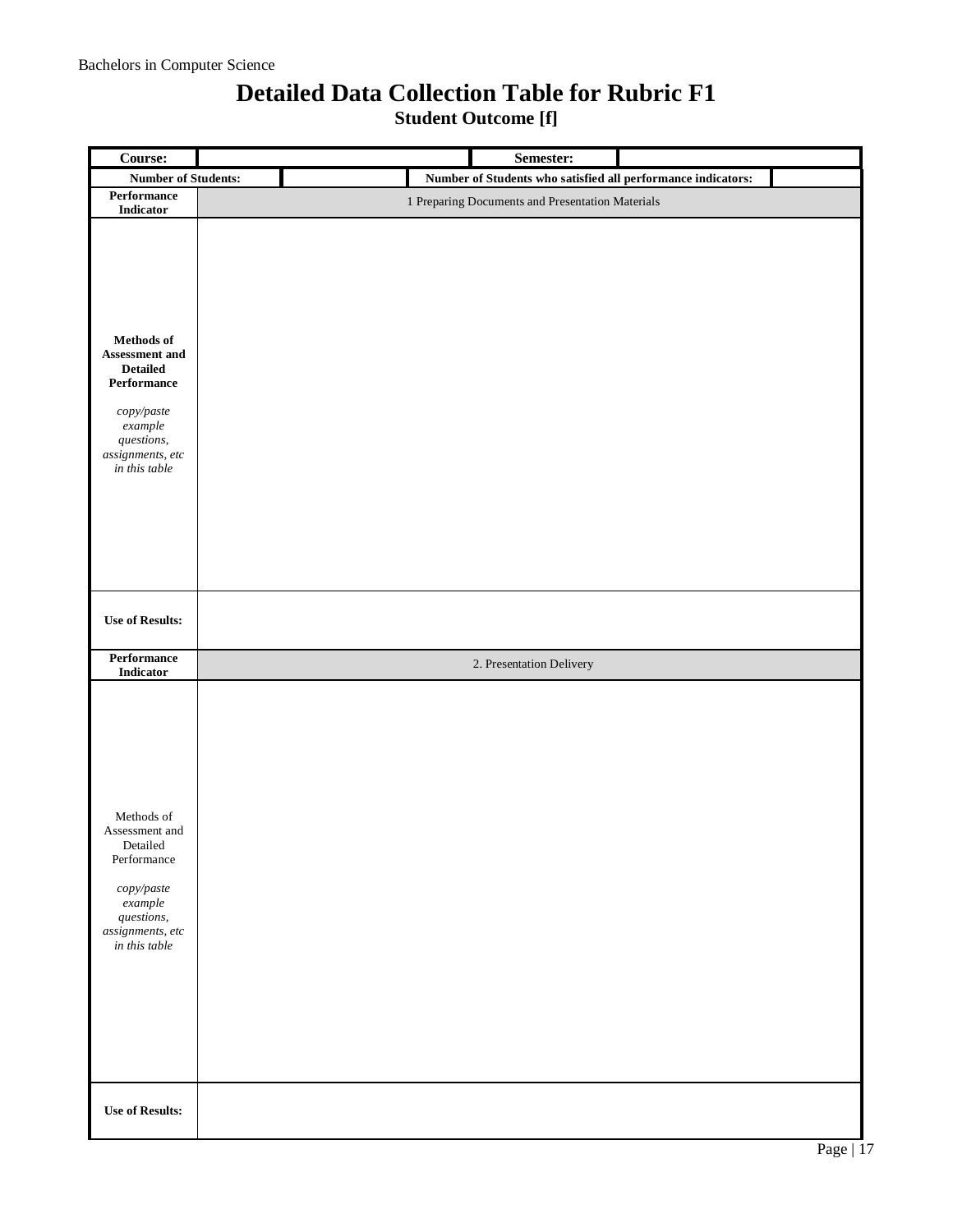# Detailed Data Collection Table for Rubric F1

## Student Outcome [f]

| Course: | | Semester: | |
|---|---|---|---|
| **Number of Students:** | | **Number of Students who satisfied all performance indicators:** | |

| | |
|---|---|
| **Performance Indicator** | 1 Preparing Documents and Presentation Materials |
| **Methods of Assessment and Detailed Performance** *copy/paste example questions, assignments, etc in this table* | |
| **Use of Results:** | |
| **Performance Indicator** | 2. Presentation Delivery |
| Methods of Assessment and Detailed Performance *copy/paste example questions, assignments, etc in this table* | |
| **Use of Results:** | |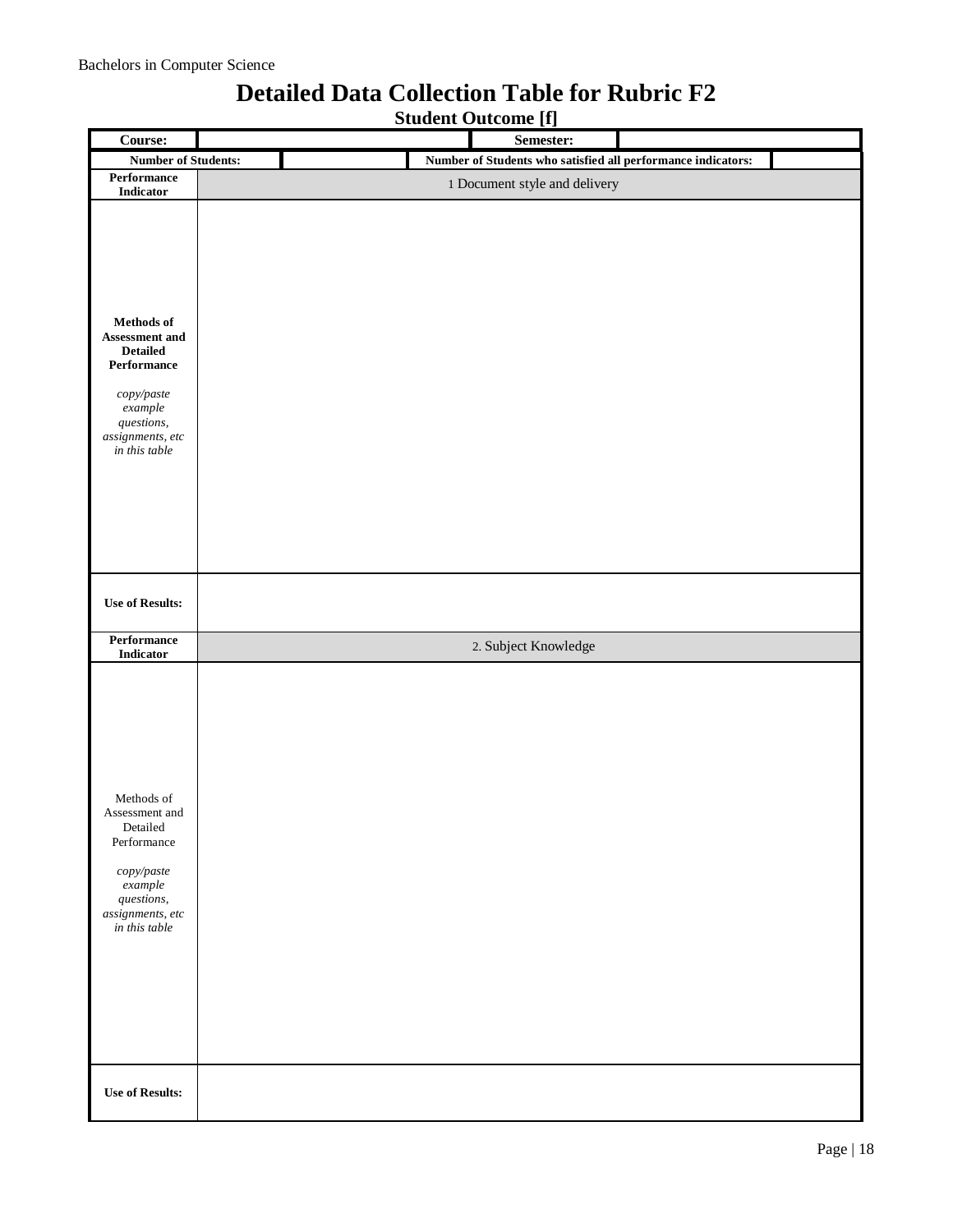# Detailed Data Collection Table for Rubric F2

## Student Outcome [f]

| **Course:** | | **Semester:** | |
|---|---|---|---|
| **Number of Students:** | | **Number of Students who satisfied all performance indicators:** | |

| | |
|---|---|
| **Performance Indicator** | 1 Document style and delivery |
| **Methods of Assessment and Detailed Performance**<br><br>*copy/paste example questions, assignments, etc in this table* | |
| **Use of Results:** | |
| **Performance Indicator** | 2. Subject Knowledge |
| Methods of Assessment and Detailed Performance<br><br>*copy/paste example questions, assignments, etc in this table* | |
| **Use of Results:** | |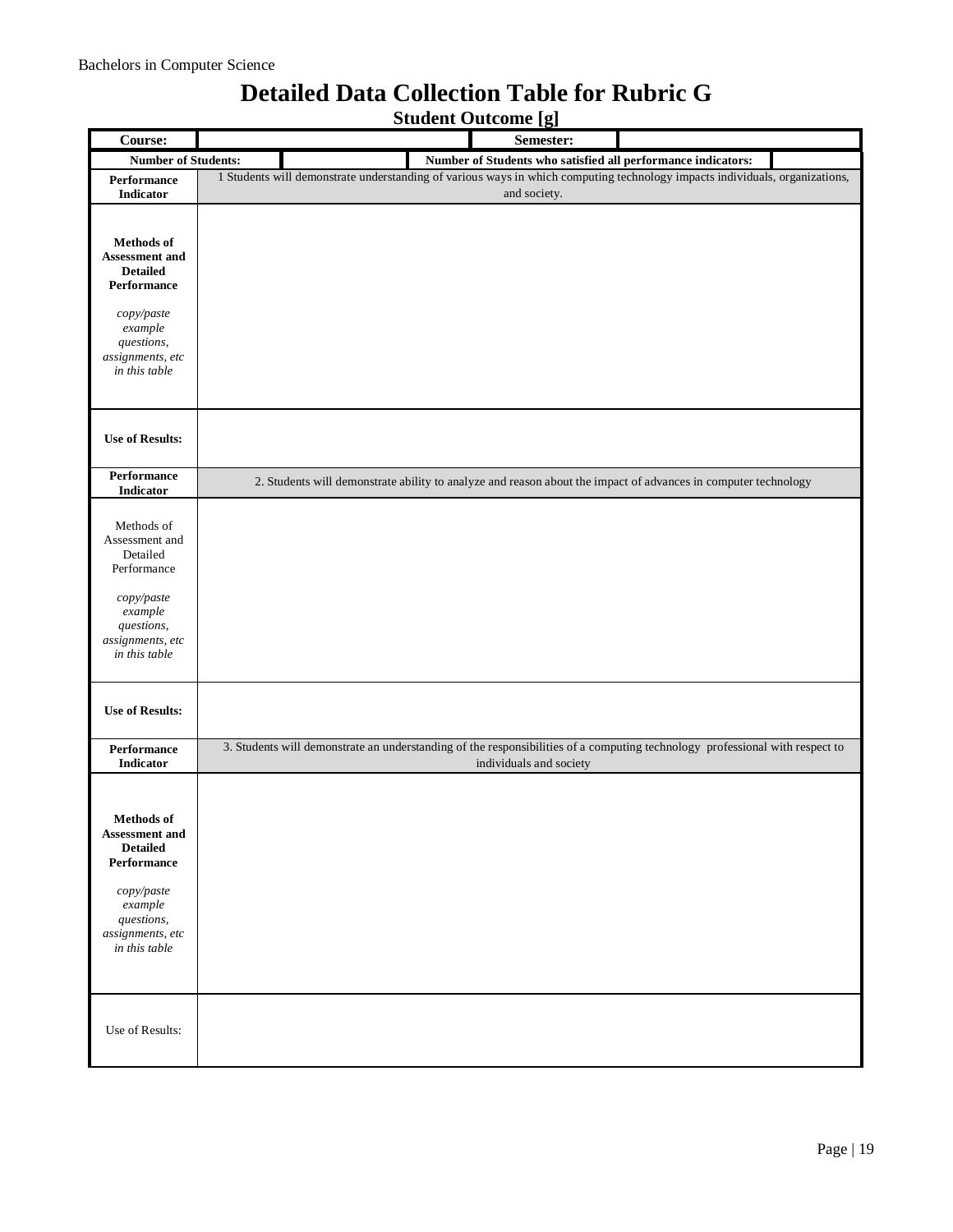# Detailed Data Collection Table for Rubric G

## Student Outcome [g]

| **Course:** | | **Semester:** | |
|---|---|---|---|
| **Number of Students:** | | **Number of Students who satisfied all performance indicators:** | |

| | |
|---|---|
| **Performance Indicator** | 1 Students will demonstrate understanding of various ways in which computing technology impacts individuals, organizations, and society. |
| **Methods of Assessment and Detailed Performance** *copy/paste example questions, assignments, etc in this table* | |
| **Use of Results:** | |
| **Performance Indicator** | 2. Students will demonstrate ability to analyze and reason about the impact of advances in computer technology |
| Methods of Assessment and Detailed Performance *copy/paste example questions, assignments, etc in this table* | |
| **Use of Results:** | |
| **Performance Indicator** | 3. Students will demonstrate an understanding of the responsibilities of a computing technology professional with respect to individuals and society |
| **Methods of Assessment and Detailed Performance** *copy/paste example questions, assignments, etc in this table* | |
| Use of Results: | |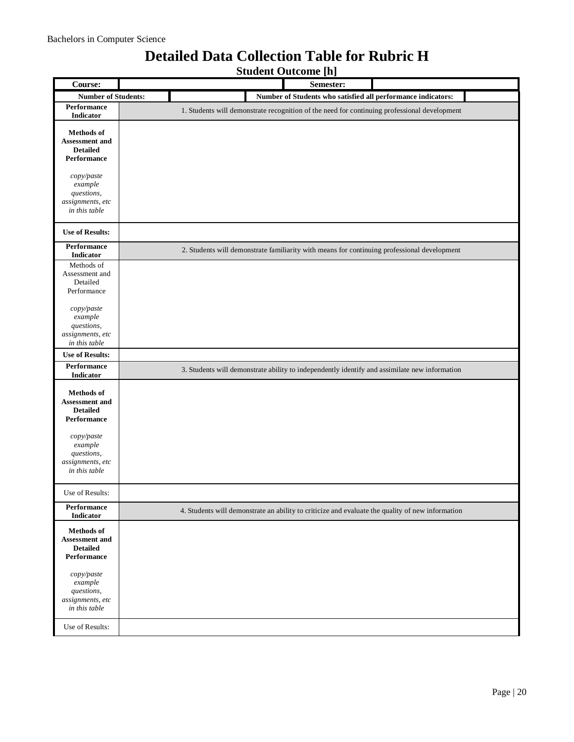# Detailed Data Collection Table for Rubric H

## Student Outcome [h]

| Course: | | Semester: | |
|---|---|---|---|
| **Number of Students:** | | **Number of Students who satisfied all performance indicators:** | |

| | |
|---|---|
| **Performance Indicator** | 1. Students will demonstrate recognition of the need for continuing professional development |
| **Methods of Assessment and Detailed Performance** *copy/paste example questions, assignments, etc in this table* | |
| **Use of Results:** | |
| **Performance Indicator** | 2. Students will demonstrate familiarity with means for continuing professional development |
| Methods of Assessment and Detailed Performance *copy/paste example questions, assignments, etc in this table* | |
| **Use of Results:** | |
| **Performance Indicator** | 3. Students will demonstrate ability to independently identify and assimilate new information |
| **Methods of Assessment and Detailed Performance** *copy/paste example questions, assignments, etc in this table* | |
| Use of Results: | |
| **Performance Indicator** | 4. Students will demonstrate an ability to criticize and evaluate the quality of new information |
| **Methods of Assessment and Detailed Performance** *copy/paste example questions, assignments, etc in this table* | |
| Use of Results: | |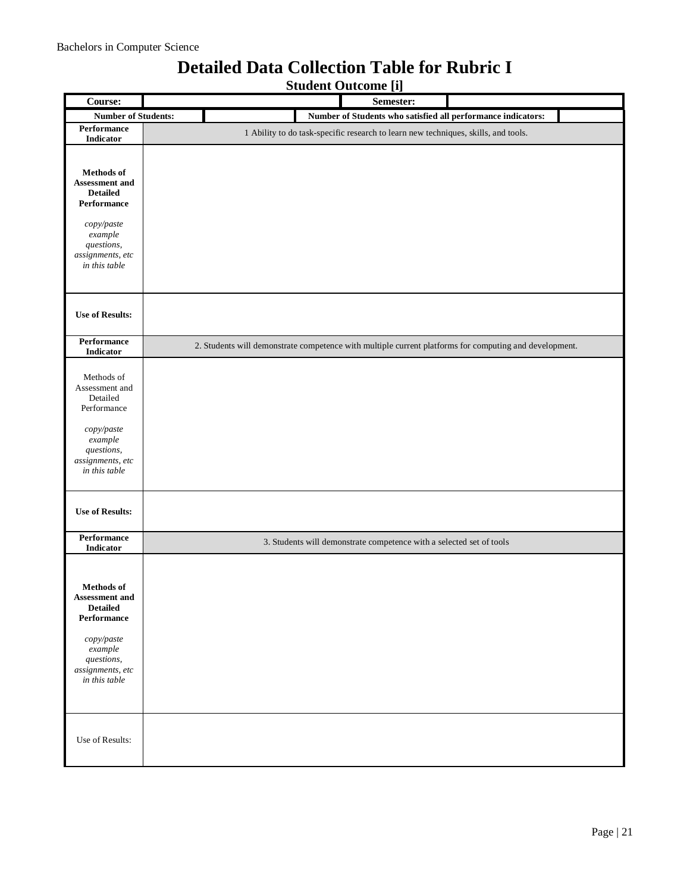# Detailed Data Collection Table for Rubric I

## Student Outcome [i]

| **Course:** | | **Semester:** | |
|---|---|---|---|
| **Number of Students:** | | **Number of Students who satisfied all performance indicators:** | |

| | |
|---|---|
| **Performance Indicator** | 1 Ability to do task-specific research to learn new techniques, skills, and tools. |
| **Methods of Assessment and Detailed Performance** *copy/paste example questions, assignments, etc in this table* | |
| **Use of Results:** | |
| **Performance Indicator** | 2. Students will demonstrate competence with multiple current platforms for computing and development. |
| Methods of Assessment and Detailed Performance *copy/paste example questions, assignments, etc in this table* | |
| **Use of Results:** | |
| **Performance Indicator** | 3. Students will demonstrate competence with a selected set of tools |
| **Methods of Assessment and Detailed Performance** *copy/paste example questions, assignments, etc in this table* | |
| Use of Results: | |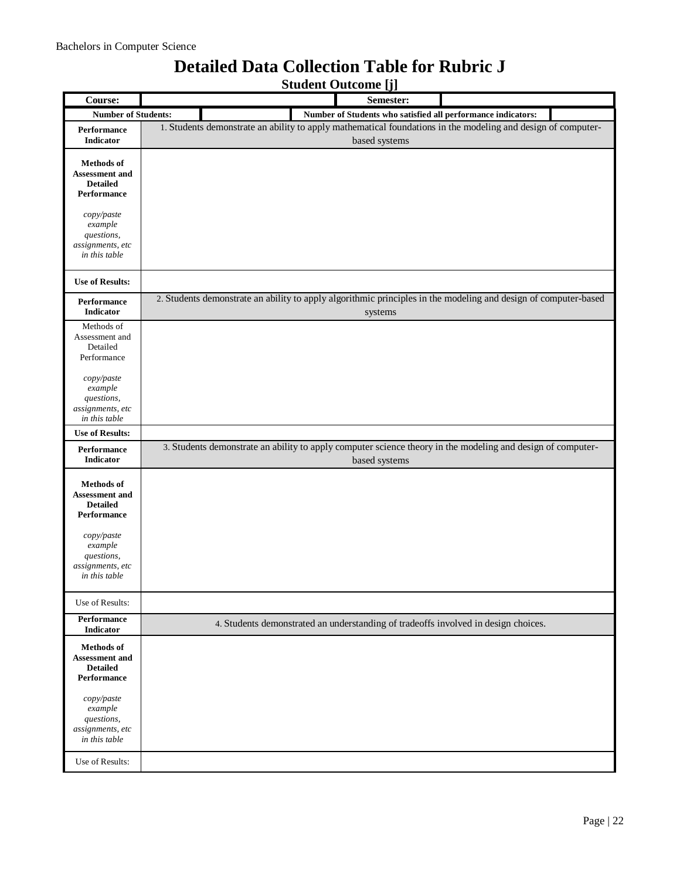# Detailed Data Collection Table for Rubric J

## Student Outcome [j]

| **Course:** | | **Semester:** | |
|---|---|---|---|
| **Number of Students:** | | **Number of Students who satisfied all performance indicators:** | |

| | |
|---|---|
| **Performance Indicator** | 1. Students demonstrate an ability to apply mathematical foundations in the modeling and design of computer-based systems |
| **Methods of Assessment and Detailed Performance** *copy/paste example questions, assignments, etc in this table* | |
| **Use of Results:** | |
| **Performance Indicator** | 2. Students demonstrate an ability to apply algorithmic principles in the modeling and design of computer-based systems |
| Methods of Assessment and Detailed Performance *copy/paste example questions, assignments, etc in this table* | |
| **Use of Results:** | |
| **Performance Indicator** | 3. Students demonstrate an ability to apply computer science theory in the modeling and design of computer-based systems |
| **Methods of Assessment and Detailed Performance** *copy/paste example questions, assignments, etc in this table* | |
| Use of Results: | |
| **Performance Indicator** | 4. Students demonstrated an understanding of tradeoffs involved in design choices. |
| **Methods of Assessment and Detailed Performance** *copy/paste example questions, assignments, etc in this table* | |
| Use of Results: | |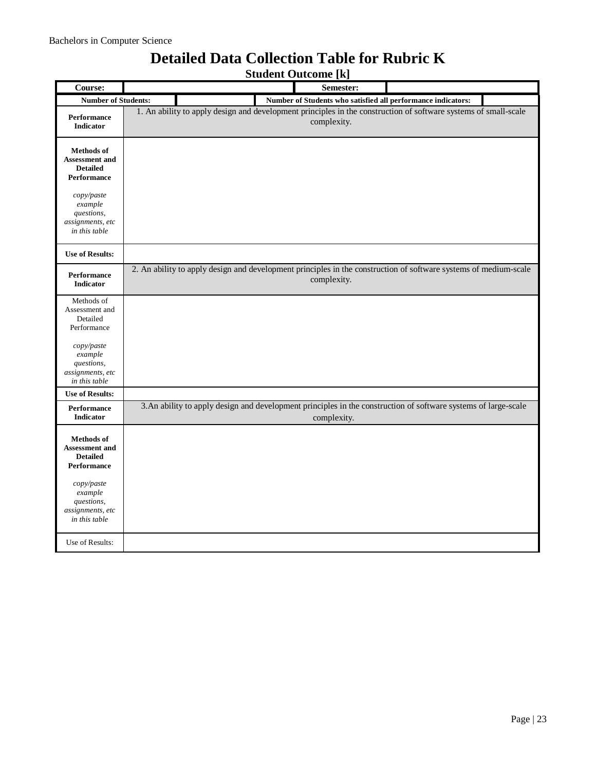# Detailed Data Collection Table for Rubric K

## Student Outcome [k]

| | | | |
|---|---|---|---|
| **Course:** | | **Semester:** | |
| **Number of Students:** | | **Number of Students who satisfied all performance indicators:** | |

| | |
|---|---|
| **Performance Indicator** | 1. An ability to apply design and development principles in the construction of software systems of small-scale complexity. |
| **Methods of Assessment and Detailed Performance**<br><br>*copy/paste example questions, assignments, etc in this table* | |
| **Use of Results:** | |
| **Performance Indicator** | 2. An ability to apply design and development principles in the construction of software systems of medium-scale complexity. |
| Methods of Assessment and Detailed Performance<br><br>*copy/paste example questions, assignments, etc in this table* | |
| **Use of Results:** | |
| **Performance Indicator** | 3.An ability to apply design and development principles in the construction of software systems of large-scale complexity. |
| **Methods of Assessment and Detailed Performance**<br><br>*copy/paste example questions, assignments, etc in this table* | |
| Use of Results: | |